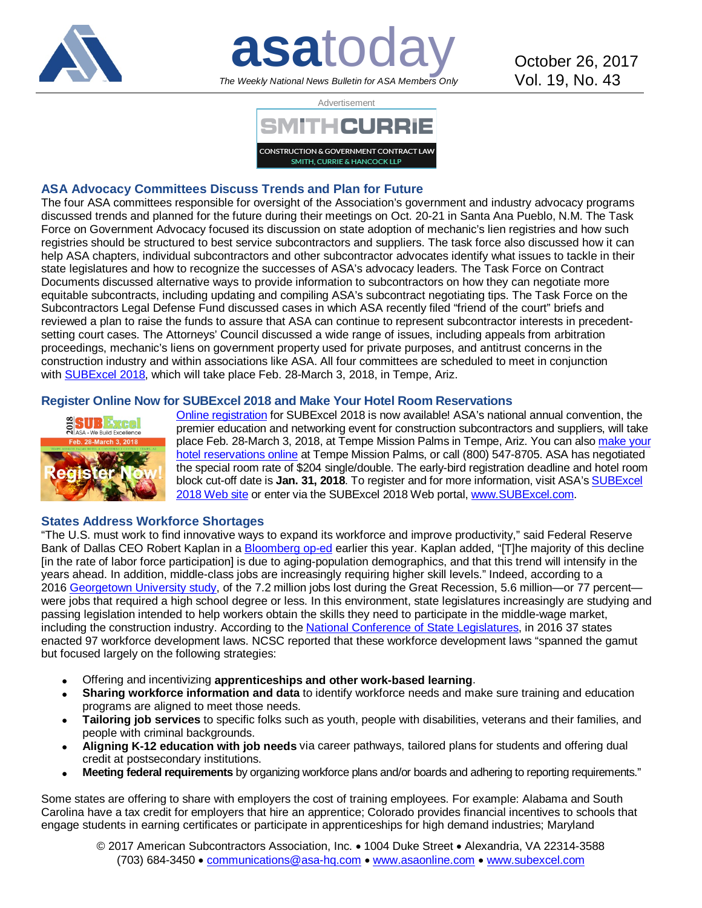# asatoday

*The Weekly National News Bulletin for ASA Members Only*

October 26, 2017
Vol. 19, No. 43

Advertisement

SMITHCURRIE
CONSTRUCTION & GOVERNMENT CONTRACT LAW
SMITH, CURRIE & HANCOCK LLP

## ASA Advocacy Committees Discuss Trends and Plan for Future

The four ASA committees responsible for oversight of the Association's government and industry advocacy programs discussed trends and planned for the future during their meetings on Oct. 20-21 in Santa Ana Pueblo, N.M. The Task Force on Government Advocacy focused its discussion on state adoption of mechanic's lien registries and how such registries should be structured to best service subcontractors and suppliers. The task force also discussed how it can help ASA chapters, individual subcontractors and other subcontractor advocates identify what issues to tackle in their state legislatures and how to recognize the successes of ASA's advocacy leaders. The Task Force on Contract Documents discussed alternative ways to provide information to subcontractors on how they can negotiate more equitable subcontracts, including updating and compiling ASA's subcontract negotiating tips. The Task Force on the Subcontractors Legal Defense Fund discussed cases in which ASA recently filed "friend of the court" briefs and reviewed a plan to raise the funds to assure that ASA can continue to represent subcontractor interests in precedent-setting court cases. The Attorneys' Council discussed a wide range of issues, including appeals from arbitration proceedings, mechanic's liens on government property used for private purposes, and antitrust concerns in the construction industry and within associations like ASA. All four committees are scheduled to meet in conjunction with SUBExcel 2018, which will take place Feb. 28-March 3, 2018, in Tempe, Ariz.

## Register Online Now for SUBExcel 2018 and Make Your Hotel Room Reservations

Online registration for SUBExcel 2018 is now available! ASA's national annual convention, the premier education and networking event for construction subcontractors and suppliers, will take place Feb. 28-March 3, 2018, at Tempe Mission Palms in Tempe, Ariz. You can also make your hotel reservations online at Tempe Mission Palms, or call (800) 547-8705. ASA has negotiated the special room rate of $204 single/double. The early-bird registration deadline and hotel room block cut-off date is **Jan. 31, 2018**. To register and for more information, visit ASA's SUBExcel 2018 Web site or enter via the SUBExcel 2018 Web portal, www.SUBExcel.com.

## States Address Workforce Shortages

"The U.S. must work to find innovative ways to expand its workforce and improve productivity," said Federal Reserve Bank of Dallas CEO Robert Kaplan in a Bloomberg op-ed earlier this year. Kaplan added, "[T]he majority of this decline [in the rate of labor force participation] is due to aging-population demographics, and that this trend will intensify in the years ahead. In addition, middle-class jobs are increasingly requiring higher skill levels." Indeed, according to a 2016 Georgetown University study, of the 7.2 million jobs lost during the Great Recession, 5.6 million—or 77 percent—were jobs that required a high school degree or less. In this environment, state legislatures increasingly are studying and passing legislation intended to help workers obtain the skills they need to participate in the middle-wage market, including the construction industry. According to the National Conference of State Legislatures, in 2016 37 states enacted 97 workforce development laws. NCSC reported that these workforce development laws "spanned the gamut but focused largely on the following strategies:

- Offering and incentivizing **apprenticeships and other work-based learning**.
- **Sharing workforce information and data** to identify workforce needs and make sure training and education programs are aligned to meet those needs.
- **Tailoring job services** to specific folks such as youth, people with disabilities, veterans and their families, and people with criminal backgrounds.
- **Aligning K-12 education with job needs** via career pathways, tailored plans for students and offering dual credit at postsecondary institutions.
- **Meeting federal requirements** by organizing workforce plans and/or boards and adhering to reporting requirements."

Some states are offering to share with employers the cost of training employees. For example: Alabama and South Carolina have a tax credit for employers that hire an apprentice; Colorado provides financial incentives to schools that engage students in earning certificates or participate in apprenticeships for high demand industries; Maryland

© 2017 American Subcontractors Association, Inc. • 1004 Duke Street • Alexandria, VA 22314-3588
(703) 684-3450 • communications@asa-hq.com • www.asaonline.com • www.subexcel.com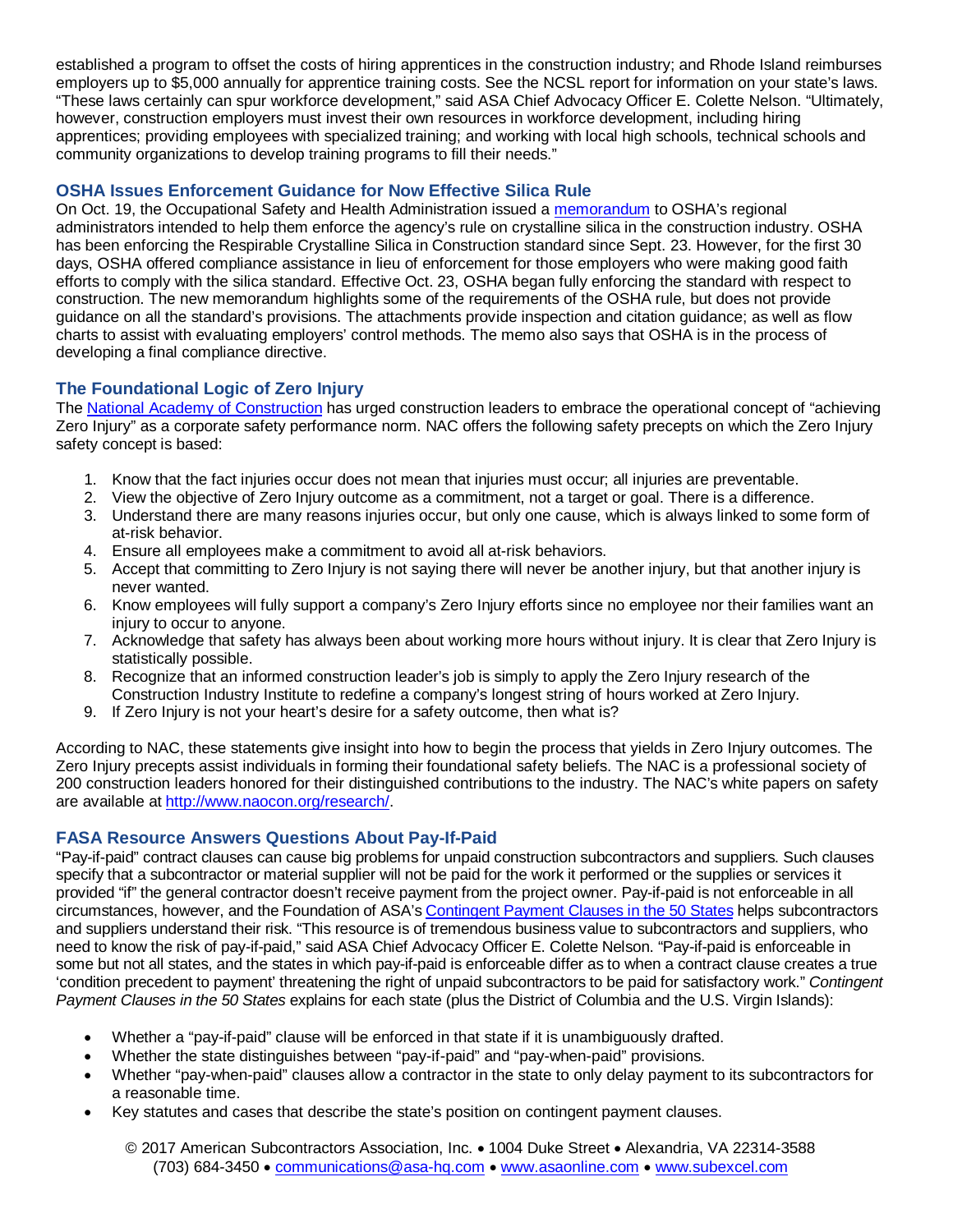established a program to offset the costs of hiring apprentices in the construction industry; and Rhode Island reimburses employers up to $5,000 annually for apprentice training costs. See the NCSL report for information on your state's laws. "These laws certainly can spur workforce development," said ASA Chief Advocacy Officer E. Colette Nelson. "Ultimately, however, construction employers must invest their own resources in workforce development, including hiring apprentices; providing employees with specialized training; and working with local high schools, technical schools and community organizations to develop training programs to fill their needs."

### OSHA Issues Enforcement Guidance for Now Effective Silica Rule

On Oct. 19, the Occupational Safety and Health Administration issued a [memorandum](#) to OSHA's regional administrators intended to help them enforce the agency's rule on crystalline silica in the construction industry. OSHA has been enforcing the Respirable Crystalline Silica in Construction standard since Sept. 23. However, for the first 30 days, OSHA offered compliance assistance in lieu of enforcement for those employers who were making good faith efforts to comply with the silica standard. Effective Oct. 23, OSHA began fully enforcing the standard with respect to construction. The new memorandum highlights some of the requirements of the OSHA rule, but does not provide guidance on all the standard's provisions. The attachments provide inspection and citation guidance; as well as flow charts to assist with evaluating employers' control methods. The memo also says that OSHA is in the process of developing a final compliance directive.

### The Foundational Logic of Zero Injury

The [National Academy of Construction](#) has urged construction leaders to embrace the operational concept of "achieving Zero Injury" as a corporate safety performance norm. NAC offers the following safety precepts on which the Zero Injury safety concept is based:

1. Know that the fact injuries occur does not mean that injuries must occur; all injuries are preventable.
2. View the objective of Zero Injury outcome as a commitment, not a target or goal. There is a difference.
3. Understand there are many reasons injuries occur, but only one cause, which is always linked to some form of at-risk behavior.
4. Ensure all employees make a commitment to avoid all at-risk behaviors.
5. Accept that committing to Zero Injury is not saying there will never be another injury, but that another injury is never wanted.
6. Know employees will fully support a company's Zero Injury efforts since no employee nor their families want an injury to occur to anyone.
7. Acknowledge that safety has always been about working more hours without injury. It is clear that Zero Injury is statistically possible.
8. Recognize that an informed construction leader's job is simply to apply the Zero Injury research of the Construction Industry Institute to redefine a company's longest string of hours worked at Zero Injury.
9. If Zero Injury is not your heart's desire for a safety outcome, then what is?

According to NAC, these statements give insight into how to begin the process that yields in Zero Injury outcomes. The Zero Injury precepts assist individuals in forming their foundational safety beliefs. The NAC is a professional society of 200 construction leaders honored for their distinguished contributions to the industry. The NAC's white papers on safety are available at [http://www.naocon.org/research/](http://www.naocon.org/research/).

### FASA Resource Answers Questions About Pay-If-Paid

"Pay-if-paid" contract clauses can cause big problems for unpaid construction subcontractors and suppliers. Such clauses specify that a subcontractor or material supplier will not be paid for the work it performed or the supplies or services it provided "if" the general contractor doesn't receive payment from the project owner. Pay-if-paid is not enforceable in all circumstances, however, and the Foundation of ASA's [Contingent Payment Clauses in the 50 States](#) helps subcontractors and suppliers understand their risk. "This resource is of tremendous business value to subcontractors and suppliers, who need to know the risk of pay-if-paid," said ASA Chief Advocacy Officer E. Colette Nelson. "Pay-if-paid is enforceable in some but not all states, and the states in which pay-if-paid is enforceable differ as to when a contract clause creates a true 'condition precedent to payment' threatening the right of unpaid subcontractors to be paid for satisfactory work." *Contingent Payment Clauses in the 50 States* explains for each state (plus the District of Columbia and the U.S. Virgin Islands):

- Whether a "pay-if-paid" clause will be enforced in that state if it is unambiguously drafted.
- Whether the state distinguishes between "pay-if-paid" and "pay-when-paid" provisions.
- Whether "pay-when-paid" clauses allow a contractor in the state to only delay payment to its subcontractors for a reasonable time.
- Key statutes and cases that describe the state's position on contingent payment clauses.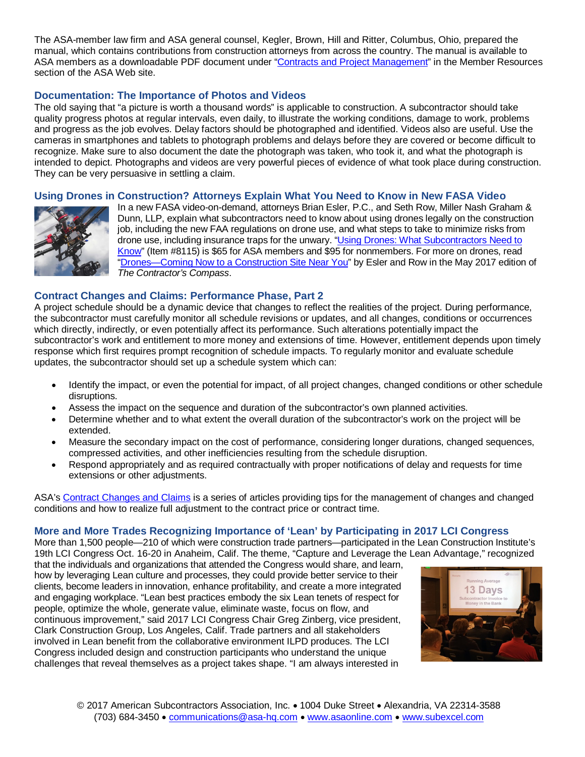The ASA-member law firm and ASA general counsel, Kegler, Brown, Hill and Ritter, Columbus, Ohio, prepared the manual, which contains contributions from construction attorneys from across the country. The manual is available to ASA members as a downloadable PDF document under "Contracts and Project Management" in the Member Resources section of the ASA Web site.

## Documentation: The Importance of Photos and Videos

The old saying that "a picture is worth a thousand words" is applicable to construction. A subcontractor should take quality progress photos at regular intervals, even daily, to illustrate the working conditions, damage to work, problems and progress as the job evolves. Delay factors should be photographed and identified. Videos also are useful. Use the cameras in smartphones and tablets to photograph problems and delays before they are covered or become difficult to recognize. Make sure to also document the date the photograph was taken, who took it, and what the photograph is intended to depict. Photographs and videos are very powerful pieces of evidence of what took place during construction. They can be very persuasive in settling a claim.

## Using Drones in Construction? Attorneys Explain What You Need to Know in New FASA Video

In a new FASA video-on-demand, attorneys Brian Esler, P.C., and Seth Row, Miller Nash Graham & Dunn, LLP, explain what subcontractors need to know about using drones legally on the construction job, including the new FAA regulations on drone use, and what steps to take to minimize risks from drone use, including insurance traps for the unwary. "Using Drones: What Subcontractors Need to Know" (Item #8115) is $65 for ASA members and $95 for nonmembers. For more on drones, read "Drones—Coming Now to a Construction Site Near You" by Esler and Row in the May 2017 edition of *The Contractor's Compass*.

## Contract Changes and Claims: Performance Phase, Part 2

A project schedule should be a dynamic device that changes to reflect the realities of the project. During performance, the subcontractor must carefully monitor all schedule revisions or updates, and all changes, conditions or occurrences which directly, indirectly, or even potentially affect its performance. Such alterations potentially impact the subcontractor's work and entitlement to more money and extensions of time. However, entitlement depends upon timely response which first requires prompt recognition of schedule impacts. To regularly monitor and evaluate schedule updates, the subcontractor should set up a schedule system which can:

- Identify the impact, or even the potential for impact, of all project changes, changed conditions or other schedule disruptions.
- Assess the impact on the sequence and duration of the subcontractor's own planned activities.
- Determine whether and to what extent the overall duration of the subcontractor's work on the project will be extended.
- Measure the secondary impact on the cost of performance, considering longer durations, changed sequences, compressed activities, and other inefficiencies resulting from the schedule disruption.
- Respond appropriately and as required contractually with proper notifications of delay and requests for time extensions or other adjustments.

ASA's Contract Changes and Claims is a series of articles providing tips for the management of changes and changed conditions and how to realize full adjustment to the contract price or contract time.

## More and More Trades Recognizing Importance of 'Lean' by Participating in 2017 LCI Congress

More than 1,500 people—210 of which were construction trade partners—participated in the Lean Construction Institute's 19th LCI Congress Oct. 16-20 in Anaheim, Calif. The theme, "Capture and Leverage the Lean Advantage," recognized that the individuals and organizations that attended the Congress would share, and learn, how by leveraging Lean culture and processes, they could provide better service to their clients, become leaders in innovation, enhance profitability, and create a more integrated and engaging workplace. "Lean best practices embody the six Lean tenets of respect for people, optimize the whole, generate value, eliminate waste, focus on flow, and continuous improvement," said 2017 LCI Congress Chair Greg Zinberg, vice president, Clark Construction Group, Los Angeles, Calif. Trade partners and all stakeholders involved in Lean benefit from the collaborative environment ILPD produces. The LCI Congress included design and construction participants who understand the unique challenges that reveal themselves as a project takes shape. "I am always interested in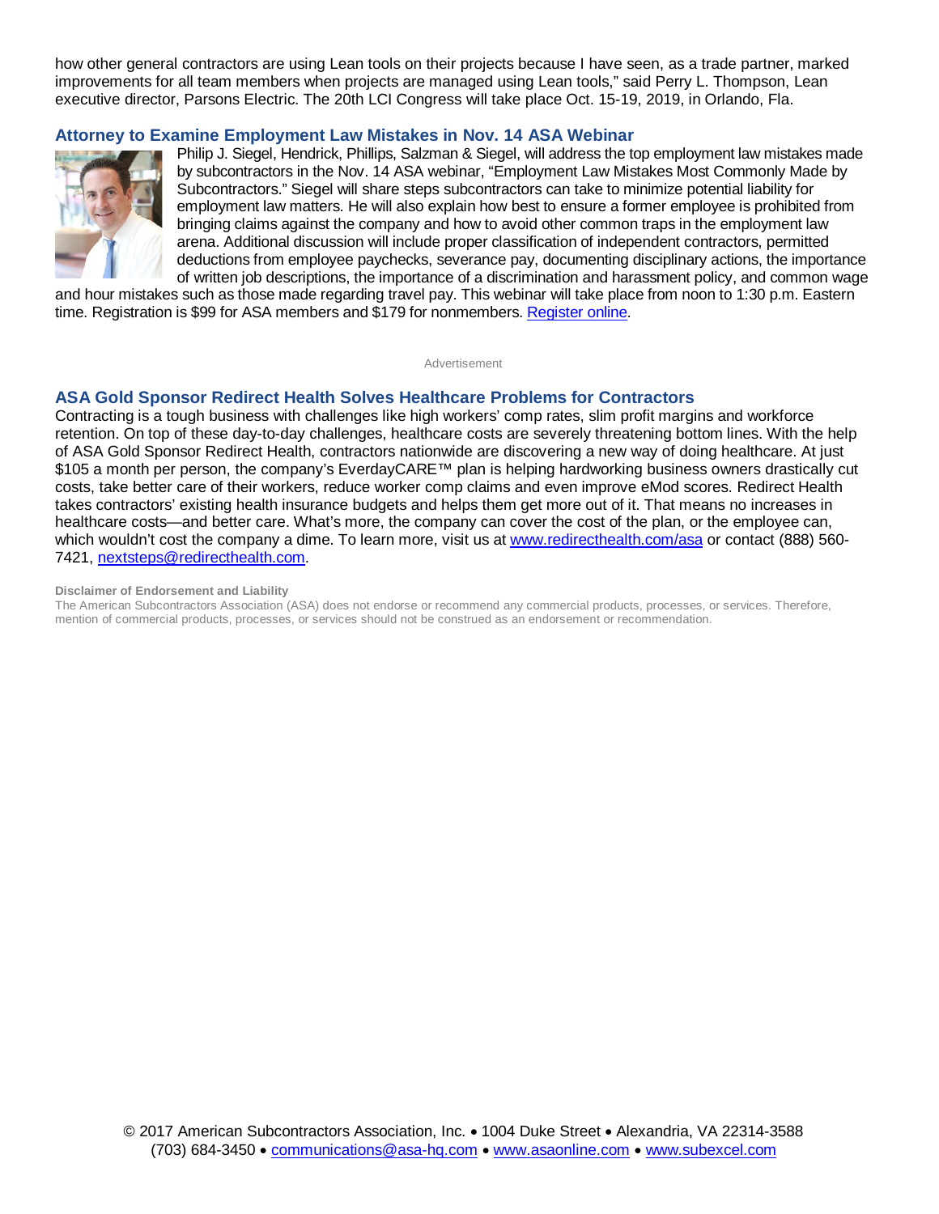how other general contractors are using Lean tools on their projects because I have seen, as a trade partner, marked improvements for all team members when projects are managed using Lean tools," said Perry L. Thompson, Lean executive director, Parsons Electric. The 20th LCI Congress will take place Oct. 15-19, 2019, in Orlando, Fla.

### Attorney to Examine Employment Law Mistakes in Nov. 14 ASA Webinar

Philip J. Siegel, Hendrick, Phillips, Salzman & Siegel, will address the top employment law mistakes made by subcontractors in the Nov. 14 ASA webinar, "Employment Law Mistakes Most Commonly Made by Subcontractors." Siegel will share steps subcontractors can take to minimize potential liability for employment law matters. He will also explain how best to ensure a former employee is prohibited from bringing claims against the company and how to avoid other common traps in the employment law arena. Additional discussion will include proper classification of independent contractors, permitted deductions from employee paychecks, severance pay, documenting disciplinary actions, the importance of written job descriptions, the importance of a discrimination and harassment policy, and common wage and hour mistakes such as those made regarding travel pay. This webinar will take place from noon to 1:30 p.m. Eastern time. Registration is $99 for ASA members and $179 for nonmembers. Register online.

Advertisement

### ASA Gold Sponsor Redirect Health Solves Healthcare Problems for Contractors

Contracting is a tough business with challenges like high workers' comp rates, slim profit margins and workforce retention. On top of these day-to-day challenges, healthcare costs are severely threatening bottom lines. With the help of ASA Gold Sponsor Redirect Health, contractors nationwide are discovering a new way of doing healthcare. At just $105 a month per person, the company's EverdayCARE™ plan is helping hardworking business owners drastically cut costs, take better care of their workers, reduce worker comp claims and even improve eMod scores. Redirect Health takes contractors' existing health insurance budgets and helps them get more out of it. That means no increases in healthcare costs—and better care. What's more, the company can cover the cost of the plan, or the employee can, which wouldn't cost the company a dime. To learn more, visit us at www.redirecthealth.com/asa or contact (888) 560-7421, nextsteps@redirecthealth.com.

**Disclaimer of Endorsement and Liability**

The American Subcontractors Association (ASA) does not endorse or recommend any commercial products, processes, or services. Therefore, mention of commercial products, processes, or services should not be construed as an endorsement or recommendation.

© 2017 American Subcontractors Association, Inc. • 1004 Duke Street • Alexandria, VA 22314-3588
(703) 684-3450 • communications@asa-hq.com • www.asaonline.com • www.subexcel.com